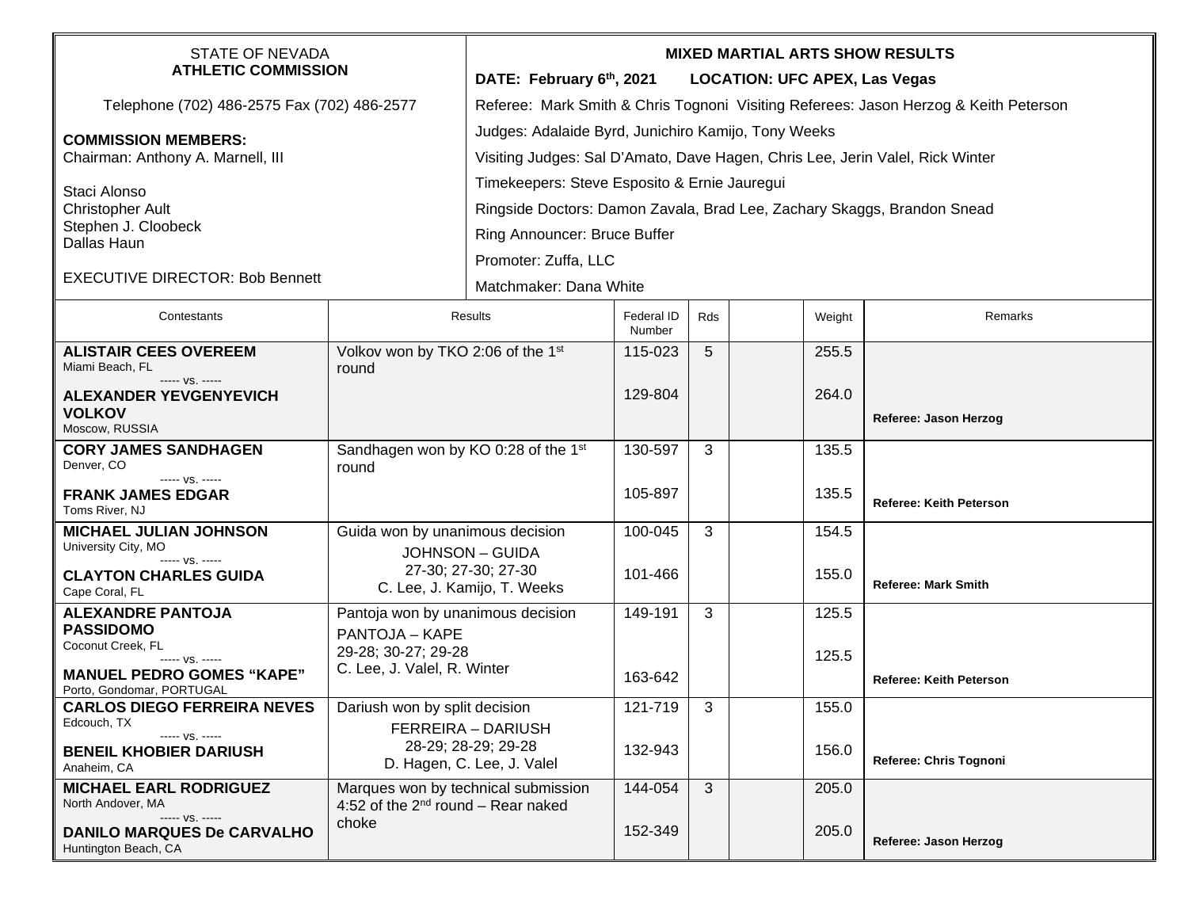STATE OF NEVADA
**ATHLETIC COMMISSION**

Telephone (702) 486-2575 Fax (702) 486-2577

**COMMISSION MEMBERS:**
Chairman: Anthony A. Marnell, III

Staci Alonso
Christopher Ault
Stephen J. Cloobeck
Dallas Haun

EXECUTIVE DIRECTOR: Bob Bennett

**MIXED MARTIAL ARTS SHOW RESULTS**

**DATE: February 6th, 2021 LOCATION: UFC APEX, Las Vegas**

Referee: Mark Smith & Chris Tognoni Visiting Referees: Jason Herzog & Keith Peterson

Judges: Adalaide Byrd, Junichiro Kamijo, Tony Weeks

Visiting Judges: Sal D'Amato, Dave Hagen, Chris Lee, Jerin Valel, Rick Winter

Timekeepers: Steve Esposito & Ernie Jauregui

Ringside Doctors: Damon Zavala, Brad Lee, Zachary Skaggs, Brandon Snead

Ring Announcer: Bruce Buffer

Promoter: Zuffa, LLC

Matchmaker: Dana White

| Contestants | Results | Federal ID Number | Rds | | Weight | Remarks |
|---|---|---|---|---|---|---|
| **ALISTAIR CEES OVEREEM** Miami Beach, FL ----- vs. ----- **ALEXANDER YEVGENYEVICH VOLKOV** Moscow, RUSSIA | Volkov won by TKO 2:06 of the 1st round | 115-023<br>129-804 | 5 | | 255.5<br>264.0 | **Referee: Jason Herzog** |
| **CORY JAMES SANDHAGEN** Denver, CO ----- vs. ----- **FRANK JAMES EDGAR** Toms River, NJ | Sandhagen won by KO 0:28 of the 1st round | 130-597<br>105-897 | 3 | | 135.5<br>135.5 | **Referee: Keith Peterson** |
| **MICHAEL JULIAN JOHNSON** University City, MO ----- vs. ----- **CLAYTON CHARLES GUIDA** Cape Coral, FL | Guida won by unanimous decision<br>JOHNSON – GUIDA<br>27-30; 27-30; 27-30<br>C. Lee, J. Kamijo, T. Weeks | 100-045<br>101-466 | 3 | | 154.5<br>155.0 | **Referee: Mark Smith** |
| **ALEXANDRE PANTOJA PASSIDOMO** Coconut Creek, FL ----- vs. ----- **MANUEL PEDRO GOMES "KAPE"** Porto, Gondomar, PORTUGAL | Pantoja won by unanimous decision<br>PANTOJA – KAPE<br>29-28; 30-27; 29-28<br>C. Lee, J. Valel, R. Winter | 149-191<br>163-642 | 3 | | 125.5<br>125.5 | **Referee: Keith Peterson** |
| **CARLOS DIEGO FERREIRA NEVES** Edcouch, TX ----- vs. ----- **BENEIL KHOBIER DARIUSH** Anaheim, CA | Dariush won by split decision<br>FERREIRA – DARIUSH<br>28-29; 28-29; 29-28<br>D. Hagen, C. Lee, J. Valel | 121-719<br>132-943 | 3 | | 155.0<br>156.0 | **Referee: Chris Tognoni** |
| **MICHAEL EARL RODRIGUEZ** North Andover, MA ----- vs. ----- **DANILO MARQUES De CARVALHO** Huntington Beach, CA | Marques won by technical submission 4:52 of the 2nd round – Rear naked choke | 144-054<br>152-349 | 3 | | 205.0<br>205.0 | **Referee: Jason Herzog** |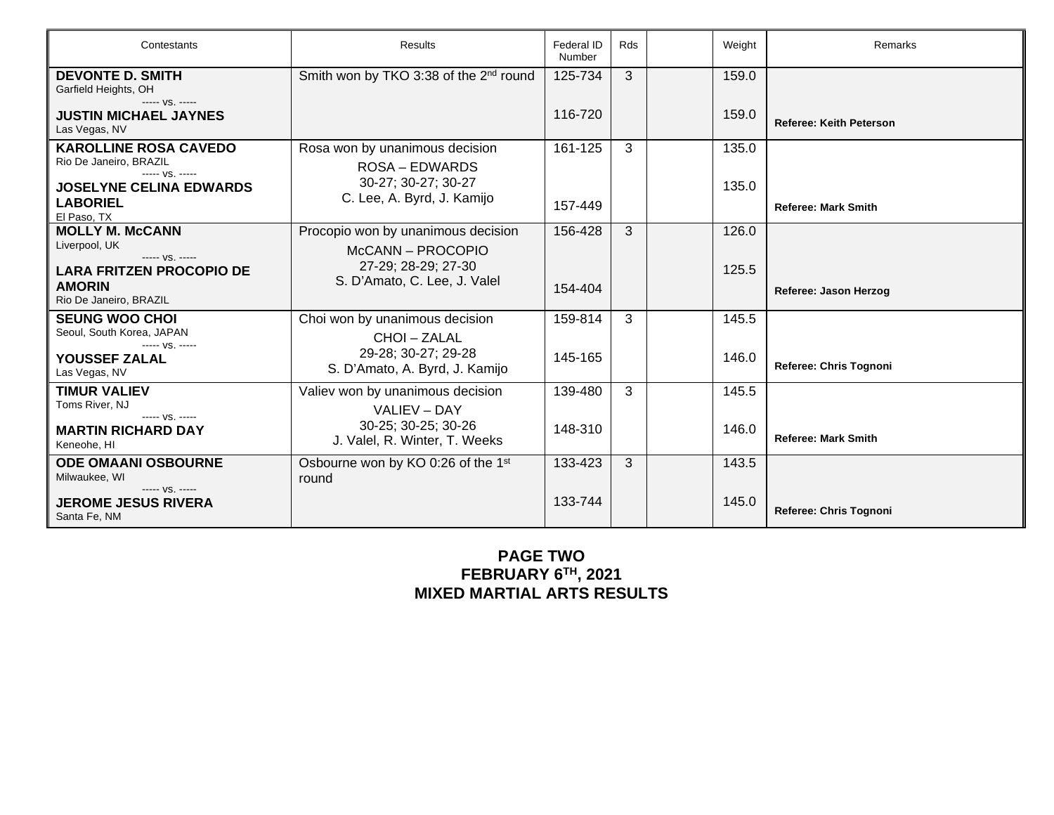| Contestants | Results | Federal ID Number | Rds | | Weight | Remarks |
|---|---|---|---|---|---|---|
| **DEVONTE D. SMITH** Garfield Heights, OH ----- vs. ----- **JUSTIN MICHAEL JAYNES** Las Vegas, NV | Smith won by TKO 3:38 of the 2nd round | 125-734 116-720 | 3 | | 159.0 159.0 | **Referee: Keith Peterson** |
| **KAROLLINE ROSA CAVEDO** Rio De Janeiro, BRAZIL ----- vs. ----- **JOSELYNE CELINA EDWARDS LABORIEL** El Paso, TX | Rosa won by unanimous decision ROSA – EDWARDS 30-27; 30-27; 30-27 C. Lee, A. Byrd, J. Kamijo | 161-125 157-449 | 3 | | 135.0 135.0 | **Referee: Mark Smith** |
| **MOLLY M. McCANN** Liverpool, UK ----- vs. ----- **LARA FRITZEN PROCOPIO DE AMORIN** Rio De Janeiro, BRAZIL | Procopio won by unanimous decision McCANN – PROCOPIO 27-29; 28-29; 27-30 S. D'Amato, C. Lee, J. Valel | 156-428 154-404 | 3 | | 126.0 125.5 | **Referee: Jason Herzog** |
| **SEUNG WOO CHOI** Seoul, South Korea, JAPAN ----- vs. ----- **YOUSSEF ZALAL** Las Vegas, NV | Choi won by unanimous decision CHOI – ZALAL 29-28; 30-27; 29-28 S. D'Amato, A. Byrd, J. Kamijo | 159-814 145-165 | 3 | | 145.5 146.0 | **Referee: Chris Tognoni** |
| **TIMUR VALIEV** Toms River, NJ ----- vs. ----- **MARTIN RICHARD DAY** Keneohe, HI | Valiev won by unanimous decision VALIEV – DAY 30-25; 30-25; 30-26 J. Valel, R. Winter, T. Weeks | 139-480 148-310 | 3 | | 145.5 146.0 | **Referee: Mark Smith** |
| **ODE OMAANI OSBOURNE** Milwaukee, WI ----- vs. ----- **JEROME JESUS RIVERA** Santa Fe, NM | Osbourne won by KO 0:26 of the 1st round | 133-423 133-744 | 3 | | 143.5 145.0 | **Referee: Chris Tognoni** |

**PAGE TWO**
**FEBRUARY 6TH, 2021**
**MIXED MARTIAL ARTS RESULTS**